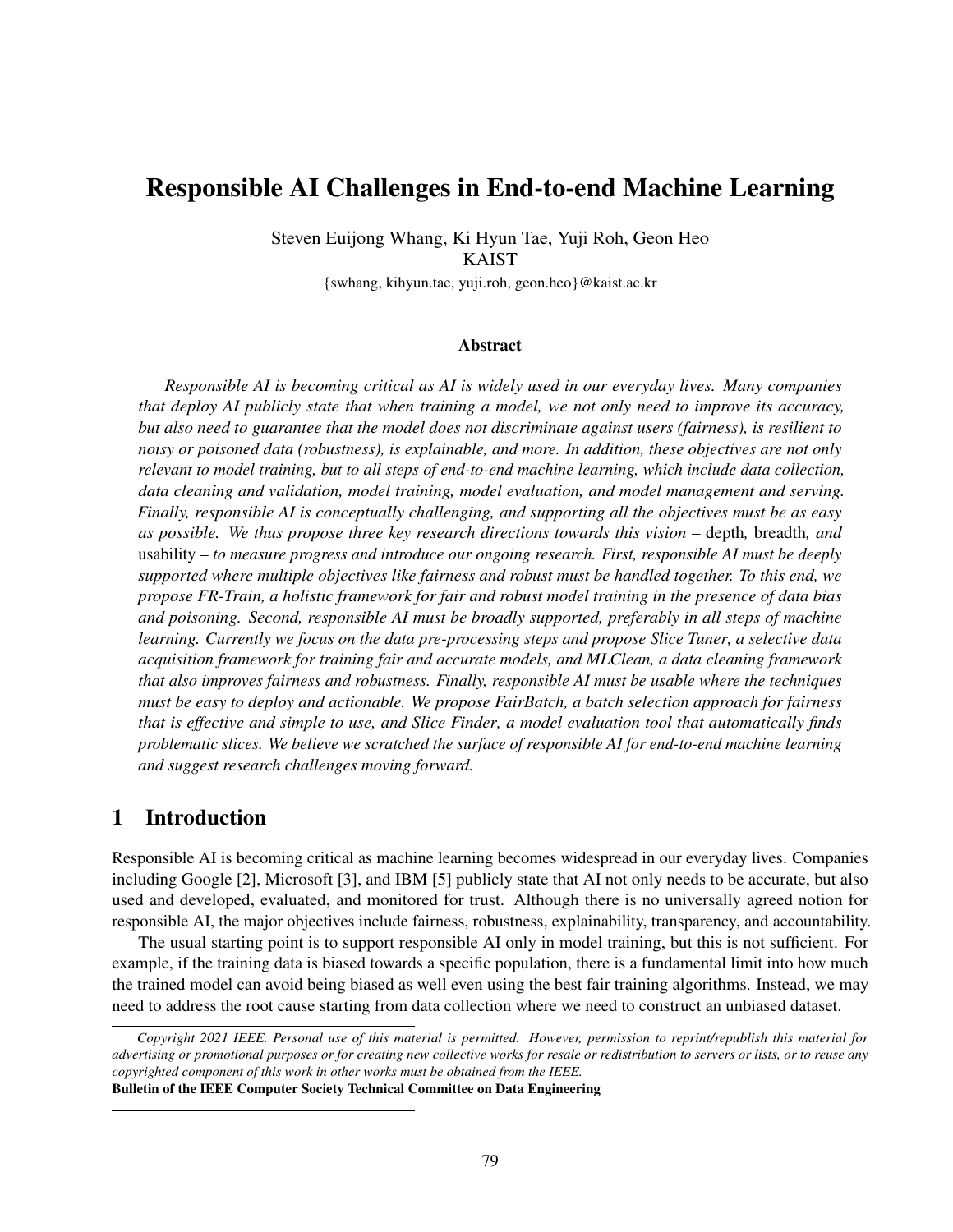# Responsible AI Challenges in End-to-end Machine Learning

Steven Euijong Whang, Ki Hyun Tae, Yuji Roh, Geon Heo
KAIST
{swhang, kihyun.tae, yuji.roh, geon.heo}@kaist.ac.kr

### Abstract

*Responsible AI is becoming critical as AI is widely used in our everyday lives. Many companies that deploy AI publicly state that when training a model, we not only need to improve its accuracy, but also need to guarantee that the model does not discriminate against users (fairness), is resilient to noisy or poisoned data (robustness), is explainable, and more. In addition, these objectives are not only relevant to model training, but to all steps of end-to-end machine learning, which include data collection, data cleaning and validation, model training, model evaluation, and model management and serving. Finally, responsible AI is conceptually challenging, and supporting all the objectives must be as easy as possible. We thus propose three key research directions towards this vision –* depth*,* breadth*, and* usability *– to measure progress and introduce our ongoing research. First, responsible AI must be deeply supported where multiple objectives like fairness and robust must be handled together. To this end, we propose FR-Train, a holistic framework for fair and robust model training in the presence of data bias and poisoning. Second, responsible AI must be broadly supported, preferably in all steps of machine learning. Currently we focus on the data pre-processing steps and propose Slice Tuner, a selective data acquisition framework for training fair and accurate models, and MLClean, a data cleaning framework that also improves fairness and robustness. Finally, responsible AI must be usable where the techniques must be easy to deploy and actionable. We propose FairBatch, a batch selection approach for fairness that is effective and simple to use, and Slice Finder, a model evaluation tool that automatically finds problematic slices. We believe we scratched the surface of responsible AI for end-to-end machine learning and suggest research challenges moving forward.*

## 1 Introduction

Responsible AI is becoming critical as machine learning becomes widespread in our everyday lives. Companies including Google [2], Microsoft [3], and IBM [5] publicly state that AI not only needs to be accurate, but also used and developed, evaluated, and monitored for trust. Although there is no universally agreed notion for responsible AI, the major objectives include fairness, robustness, explainability, transparency, and accountability.

The usual starting point is to support responsible AI only in model training, but this is not sufficient. For example, if the training data is biased towards a specific population, there is a fundamental limit into how much the trained model can avoid being biased as well even using the best fair training algorithms. Instead, we may need to address the root cause starting from data collection where we need to construct an unbiased dataset.

*Copyright 2021 IEEE. Personal use of this material is permitted. However, permission to reprint/republish this material for advertising or promotional purposes or for creating new collective works for resale or redistribution to servers or lists, or to reuse any copyrighted component of this work in other works must be obtained from the IEEE.*
**Bulletin of the IEEE Computer Society Technical Committee on Data Engineering**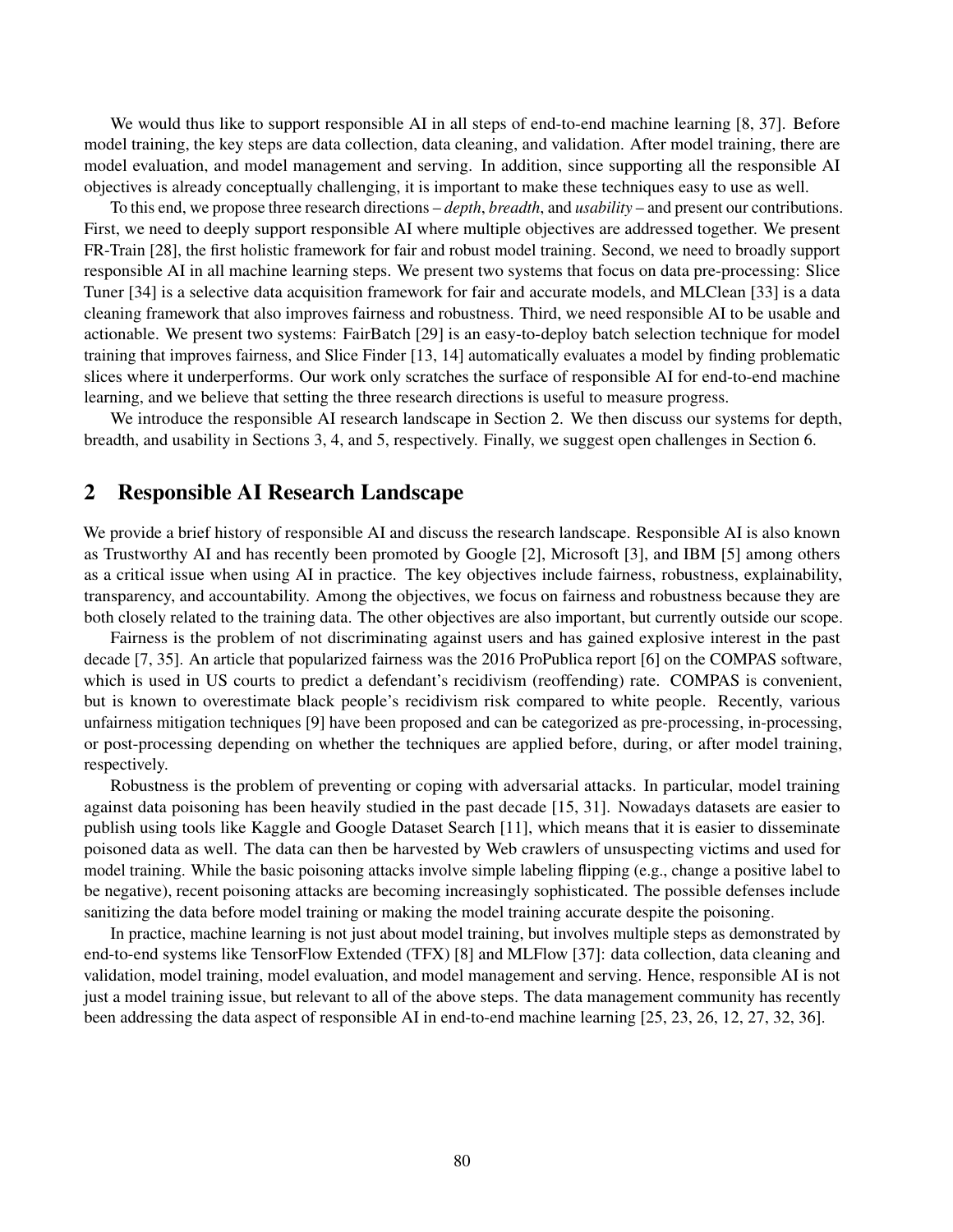We would thus like to support responsible AI in all steps of end-to-end machine learning [8, 37]. Before model training, the key steps are data collection, data cleaning, and validation. After model training, there are model evaluation, and model management and serving. In addition, since supporting all the responsible AI objectives is already conceptually challenging, it is important to make these techniques easy to use as well.

To this end, we propose three research directions – *depth*, *breadth*, and *usability* – and present our contributions. First, we need to deeply support responsible AI where multiple objectives are addressed together. We present FR-Train [28], the first holistic framework for fair and robust model training. Second, we need to broadly support responsible AI in all machine learning steps. We present two systems that focus on data pre-processing: Slice Tuner [34] is a selective data acquisition framework for fair and accurate models, and MLClean [33] is a data cleaning framework that also improves fairness and robustness. Third, we need responsible AI to be usable and actionable. We present two systems: FairBatch [29] is an easy-to-deploy batch selection technique for model training that improves fairness, and Slice Finder [13, 14] automatically evaluates a model by finding problematic slices where it underperforms. Our work only scratches the surface of responsible AI for end-to-end machine learning, and we believe that setting the three research directions is useful to measure progress.

We introduce the responsible AI research landscape in Section 2. We then discuss our systems for depth, breadth, and usability in Sections 3, 4, and 5, respectively. Finally, we suggest open challenges in Section 6.

## 2 Responsible AI Research Landscape

We provide a brief history of responsible AI and discuss the research landscape. Responsible AI is also known as Trustworthy AI and has recently been promoted by Google [2], Microsoft [3], and IBM [5] among others as a critical issue when using AI in practice. The key objectives include fairness, robustness, explainability, transparency, and accountability. Among the objectives, we focus on fairness and robustness because they are both closely related to the training data. The other objectives are also important, but currently outside our scope.

Fairness is the problem of not discriminating against users and has gained explosive interest in the past decade [7, 35]. An article that popularized fairness was the 2016 ProPublica report [6] on the COMPAS software, which is used in US courts to predict a defendant's recidivism (reoffending) rate. COMPAS is convenient, but is known to overestimate black people's recidivism risk compared to white people. Recently, various unfairness mitigation techniques [9] have been proposed and can be categorized as pre-processing, in-processing, or post-processing depending on whether the techniques are applied before, during, or after model training, respectively.

Robustness is the problem of preventing or coping with adversarial attacks. In particular, model training against data poisoning has been heavily studied in the past decade [15, 31]. Nowadays datasets are easier to publish using tools like Kaggle and Google Dataset Search [11], which means that it is easier to disseminate poisoned data as well. The data can then be harvested by Web crawlers of unsuspecting victims and used for model training. While the basic poisoning attacks involve simple labeling flipping (e.g., change a positive label to be negative), recent poisoning attacks are becoming increasingly sophisticated. The possible defenses include sanitizing the data before model training or making the model training accurate despite the poisoning.

In practice, machine learning is not just about model training, but involves multiple steps as demonstrated by end-to-end systems like TensorFlow Extended (TFX) [8] and MLFlow [37]: data collection, data cleaning and validation, model training, model evaluation, and model management and serving. Hence, responsible AI is not just a model training issue, but relevant to all of the above steps. The data management community has recently been addressing the data aspect of responsible AI in end-to-end machine learning [25, 23, 26, 12, 27, 32, 36].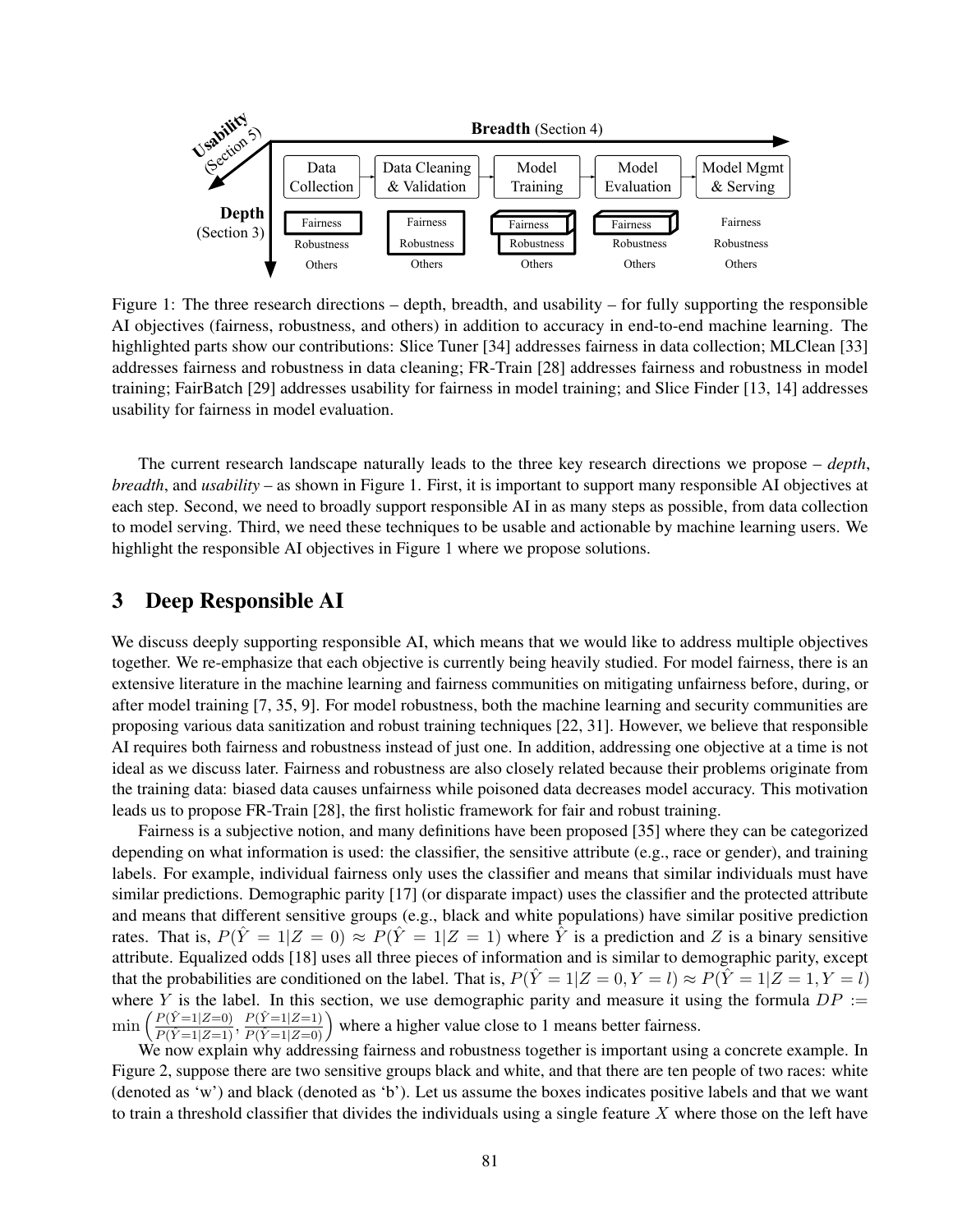Usability (Section 5)

Breadth (Section 4)

Depth (Section 3)

Data Collection

Data Cleaning & Validation

Model Training

Model Evaluation

Model Mgmt & Serving

Fairness

Robustness

Others

Figure 1: The three research directions – depth, breadth, and usability – for fully supporting the responsible AI objectives (fairness, robustness, and others) in addition to accuracy in end-to-end machine learning. The highlighted parts show our contributions: Slice Tuner [34] addresses fairness in data collection; MLClean [33] addresses fairness and robustness in data cleaning; FR-Train [28] addresses fairness and robustness in model training; FairBatch [29] addresses usability for fairness in model training; and Slice Finder [13, 14] addresses usability for fairness in model evaluation.

The current research landscape naturally leads to the three key research directions we propose – *depth*, *breadth*, and *usability* – as shown in Figure 1. First, it is important to support many responsible AI objectives at each step. Second, we need to broadly support responsible AI in as many steps as possible, from data collection to model serving. Third, we need these techniques to be usable and actionable by machine learning users. We highlight the responsible AI objectives in Figure 1 where we propose solutions.

# 3 Deep Responsible AI

We discuss deeply supporting responsible AI, which means that we would like to address multiple objectives together. We re-emphasize that each objective is currently being heavily studied. For model fairness, there is an extensive literature in the machine learning and fairness communities on mitigating unfairness before, during, or after model training [7, 35, 9]. For model robustness, both the machine learning and security communities are proposing various data sanitization and robust training techniques [22, 31]. However, we believe that responsible AI requires both fairness and robustness instead of just one. In addition, addressing one objective at a time is not ideal as we discuss later. Fairness and robustness are also closely related because their problems originate from the training data: biased data causes unfairness while poisoned data decreases model accuracy. This motivation leads us to propose FR-Train [28], the first holistic framework for fair and robust training.

Fairness is a subjective notion, and many definitions have been proposed [35] where they can be categorized depending on what information is used: the classifier, the sensitive attribute (e.g., race or gender), and training labels. For example, individual fairness only uses the classifier and means that similar individuals must have similar predictions. Demographic parity [17] (or disparate impact) uses the classifier and the protected attribute and means that different sensitive groups (e.g., black and white populations) have similar positive prediction rates. That is, $P(\hat{Y} = 1|Z = 0) \approx P(\hat{Y} = 1|Z = 1)$ where $\hat{Y}$ is a prediction and $Z$ is a binary sensitive attribute. Equalized odds [18] uses all three pieces of information and is similar to demographic parity, except that the probabilities are conditioned on the label. That is, $P(\hat{Y} = 1|Z = 0, Y = l) \approx P(\hat{Y} = 1|Z = 1, Y = l)$ where $Y$ is the label. In this section, we use demographic parity and measure it using the formula $DP := \min\left(\frac{P(\hat{Y}=1|Z=0)}{P(\hat{Y}=1|Z=1)}, \frac{P(\hat{Y}=1|Z=1)}{P(\hat{Y}=1|Z=0)}\right)$ where a higher value close to 1 means better fairness.

We now explain why addressing fairness and robustness together is important using a concrete example. In Figure 2, suppose there are two sensitive groups black and white, and that there are ten people of two races: white (denoted as 'w') and black (denoted as 'b'). Let us assume the boxes indicates positive labels and that we want to train a threshold classifier that divides the individuals using a single feature $X$ where those on the left have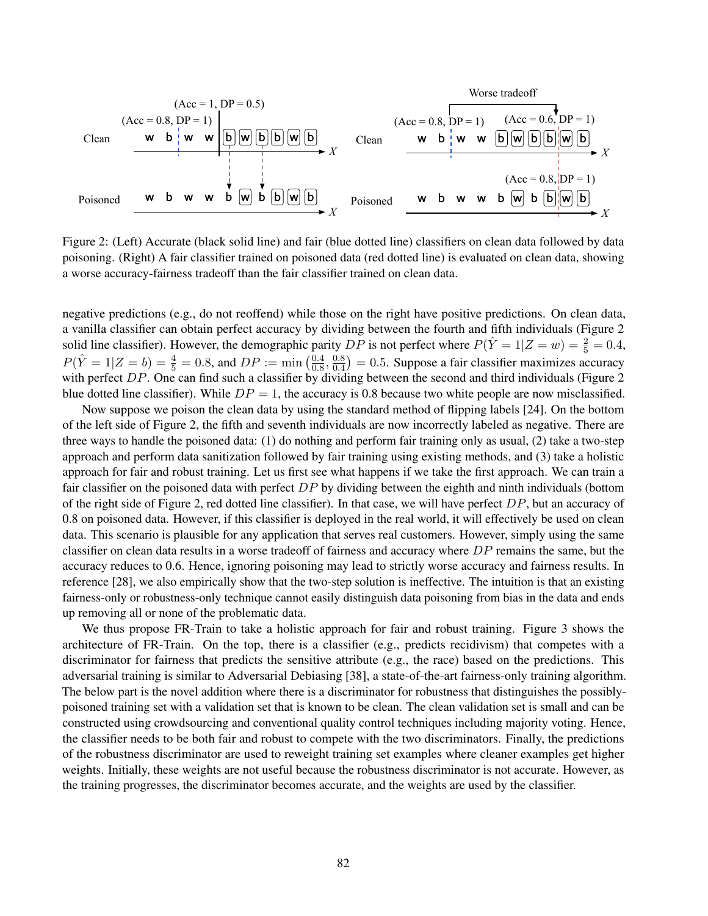(Acc = 1, DP = 0.5)

(Acc = 0.8, DP = 1)

Clean

w b w w b w b b w b

X

Poisoned

w b w w b w b b w b

X

Worse tradeoff

(Acc = 0.8, DP = 1)

(Acc = 0.6, DP = 1)

Clean

w b w w b w b b w b

X

(Acc = 0.8, DP = 1)

Poisoned

w b w w b w b b w b

X

Figure 2: (Left) Accurate (black solid line) and fair (blue dotted line) classifiers on clean data followed by data poisoning. (Right) A fair classifier trained on poisoned data (red dotted line) is evaluated on clean data, showing a worse accuracy-fairness tradeoff than the fair classifier trained on clean data.

negative predictions (e.g., do not reoffend) while those on the right have positive predictions. On clean data, a vanilla classifier can obtain perfect accuracy by dividing between the fourth and fifth individuals (Figure 2 solid line classifier). However, the demographic parity $DP$ is not perfect where $P(\hat{Y} = 1|Z = w) = \frac{2}{5} = 0.4$, $P(\hat{Y} = 1|Z = b) = \frac{4}{5} = 0.8$, and $DP := \min\left(\frac{0.4}{0.8}, \frac{0.8}{0.4}\right) = 0.5$. Suppose a fair classifier maximizes accuracy with perfect $DP$. One can find such a classifier by dividing between the second and third individuals (Figure 2 blue dotted line classifier). While $DP = 1$, the accuracy is 0.8 because two white people are now misclassified.

Now suppose we poison the clean data by using the standard method of flipping labels [24]. On the bottom of the left side of Figure 2, the fifth and seventh individuals are now incorrectly labeled as negative. There are three ways to handle the poisoned data: (1) do nothing and perform fair training only as usual, (2) take a two-step approach and perform data sanitization followed by fair training using existing methods, and (3) take a holistic approach for fair and robust training. Let us first see what happens if we take the first approach. We can train a fair classifier on the poisoned data with perfect $DP$ by dividing between the eighth and ninth individuals (bottom of the right side of Figure 2, red dotted line classifier). In that case, we will have perfect $DP$, but an accuracy of 0.8 on poisoned data. However, if this classifier is deployed in the real world, it will effectively be used on clean data. This scenario is plausible for any application that serves real customers. However, simply using the same classifier on clean data results in a worse tradeoff of fairness and accuracy where $DP$ remains the same, but the accuracy reduces to 0.6. Hence, ignoring poisoning may lead to strictly worse accuracy and fairness results. In reference [28], we also empirically show that the two-step solution is ineffective. The intuition is that an existing fairness-only or robustness-only technique cannot easily distinguish data poisoning from bias in the data and ends up removing all or none of the problematic data.

We thus propose FR-Train to take a holistic approach for fair and robust training. Figure 3 shows the architecture of FR-Train. On the top, there is a classifier (e.g., predicts recidivism) that competes with a discriminator for fairness that predicts the sensitive attribute (e.g., the race) based on the predictions. This adversarial training is similar to Adversarial Debiasing [38], a state-of-the-art fairness-only training algorithm. The below part is the novel addition where there is a discriminator for robustness that distinguishes the possibly-poisoned training set with a validation set that is known to be clean. The clean validation set is small and can be constructed using crowdsourcing and conventional quality control techniques including majority voting. Hence, the classifier needs to be both fair and robust to compete with the two discriminators. Finally, the predictions of the robustness discriminator are used to reweight training set examples where cleaner examples get higher weights. Initially, these weights are not useful because the robustness discriminator is not accurate. However, as the training progresses, the discriminator becomes accurate, and the weights are used by the classifier.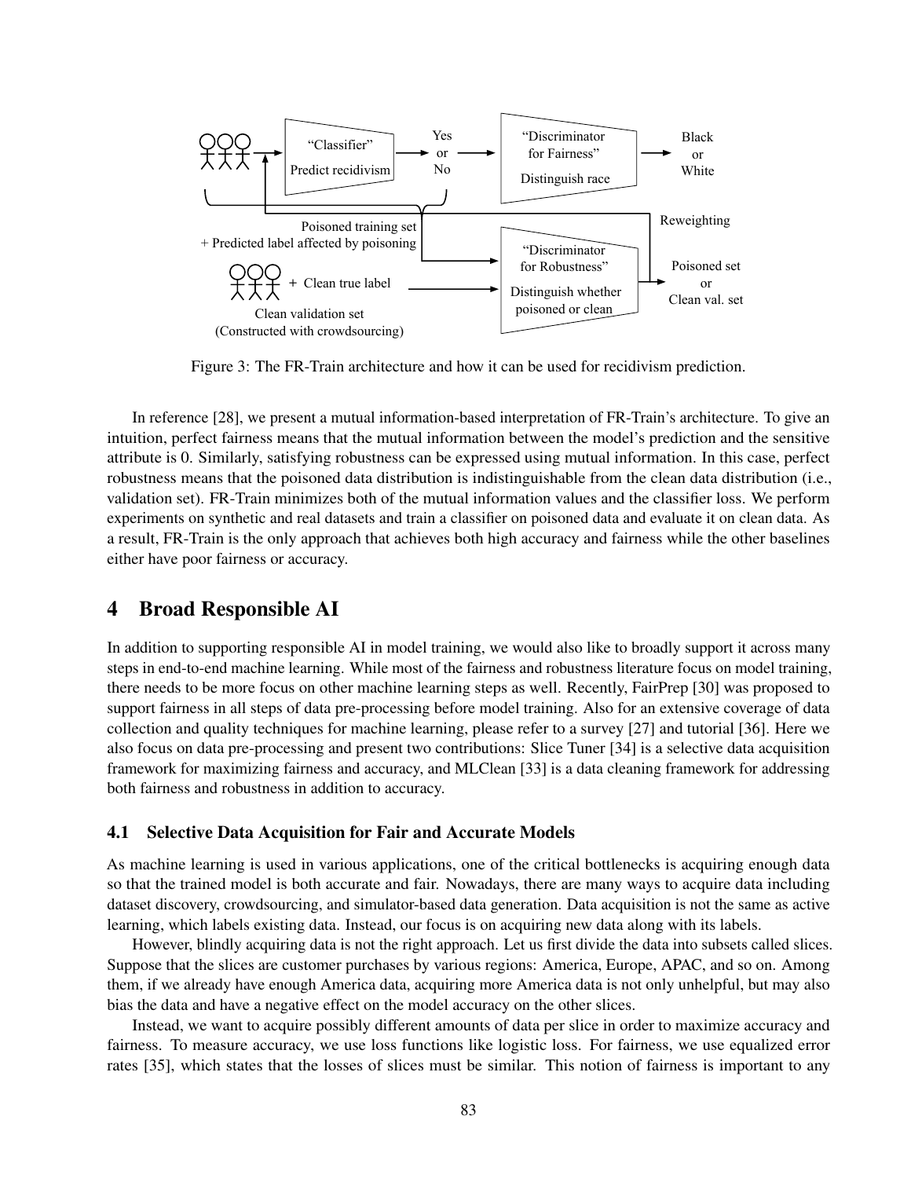"Classifier"

Predict recidivism

Yes
or
No

"Discriminator
for Fairness"

Distinguish race

Black
or
White

Reweighting

Poisoned training set
+ Predicted label affected by poisoning

"Discriminator
for Robustness"

Distinguish whether
poisoned or clean

Poisoned set
or
Clean val. set

+ Clean true label

Clean validation set
(Constructed with crowdsourcing)

Figure 3: The FR-Train architecture and how it can be used for recidivism prediction.

In reference [28], we present a mutual information-based interpretation of FR-Train's architecture. To give an intuition, perfect fairness means that the mutual information between the model's prediction and the sensitive attribute is 0. Similarly, satisfying robustness can be expressed using mutual information. In this case, perfect robustness means that the poisoned data distribution is indistinguishable from the clean data distribution (i.e., validation set). FR-Train minimizes both of the mutual information values and the classifier loss. We perform experiments on synthetic and real datasets and train a classifier on poisoned data and evaluate it on clean data. As a result, FR-Train is the only approach that achieves both high accuracy and fairness while the other baselines either have poor fairness or accuracy.

## 4 Broad Responsible AI

In addition to supporting responsible AI in model training, we would also like to broadly support it across many steps in end-to-end machine learning. While most of the fairness and robustness literature focus on model training, there needs to be more focus on other machine learning steps as well. Recently, FairPrep [30] was proposed to support fairness in all steps of data pre-processing before model training. Also for an extensive coverage of data collection and quality techniques for machine learning, please refer to a survey [27] and tutorial [36]. Here we also focus on data pre-processing and present two contributions: Slice Tuner [34] is a selective data acquisition framework for maximizing fairness and accuracy, and MLClean [33] is a data cleaning framework for addressing both fairness and robustness in addition to accuracy.

### 4.1 Selective Data Acquisition for Fair and Accurate Models

As machine learning is used in various applications, one of the critical bottlenecks is acquiring enough data so that the trained model is both accurate and fair. Nowadays, there are many ways to acquire data including dataset discovery, crowdsourcing, and simulator-based data generation. Data acquisition is not the same as active learning, which labels existing data. Instead, our focus is on acquiring new data along with its labels.

However, blindly acquiring data is not the right approach. Let us first divide the data into subsets called slices. Suppose that the slices are customer purchases by various regions: America, Europe, APAC, and so on. Among them, if we already have enough America data, acquiring more America data is not only unhelpful, but may also bias the data and have a negative effect on the model accuracy on the other slices.

Instead, we want to acquire possibly different amounts of data per slice in order to maximize accuracy and fairness. To measure accuracy, we use loss functions like logistic loss. For fairness, we use equalized error rates [35], which states that the losses of slices must be similar. This notion of fairness is important to any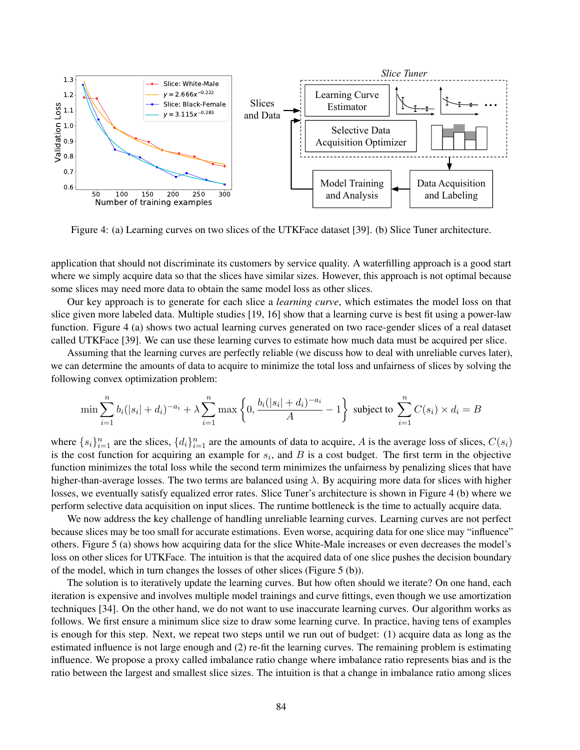Validation Loss

1.3
1.2
1.1
1.0
0.9
0.8
0.7
0.6

50 100 150 200 250 300

Number of training examples

Slice: White-Male

$y = 2.666x^{-0.222}$

Slice: Black-Female

$y = 3.115x^{-0.283}$

Slices and Data

Slice Tuner

Learning Curve Estimator

Selective Data Acquisition Optimizer

Model Training and Analysis

Data Acquisition and Labeling

Figure 4: (a) Learning curves on two slices of the UTKFace dataset [39]. (b) Slice Tuner architecture.

application that should not discriminate its customers by service quality. A waterfilling approach is a good start where we simply acquire data so that the slices have similar sizes. However, this approach is not optimal because some slices may need more data to obtain the same model loss as other slices.

Our key approach is to generate for each slice a *learning curve*, which estimates the model loss on that slice given more labeled data. Multiple studies [19, 16] show that a learning curve is best fit using a power-law function. Figure 4 (a) shows two actual learning curves generated on two race-gender slices of a real dataset called UTKFace [39]. We can use these learning curves to estimate how much data must be acquired per slice.

Assuming that the learning curves are perfectly reliable (we discuss how to deal with unreliable curves later), we can determine the amounts of data to acquire to minimize the total loss and unfairness of slices by solving the following convex optimization problem:

$$\min \sum_{i=1}^{n} b_i(|s_i| + d_i)^{-a_i} + \lambda \sum_{i=1}^{n} \max\left\{0, \frac{b_i(|s_i| + d_i)^{-a_i}}{A} - 1\right\} \text{ subject to } \sum_{i=1}^{n} C(s_i) \times d_i = B$$

where $\{s_i\}_{i=1}^{n}$ are the slices, $\{d_i\}_{i=1}^{n}$ are the amounts of data to acquire, $A$ is the average loss of slices, $C(s_i)$ is the cost function for acquiring an example for $s_i$, and $B$ is a cost budget. The first term in the objective function minimizes the total loss while the second term minimizes the unfairness by penalizing slices that have higher-than-average losses. The two terms are balanced using $\lambda$. By acquiring more data for slices with higher losses, we eventually satisfy equalized error rates. Slice Tuner's architecture is shown in Figure 4 (b) where we perform selective data acquisition on input slices. The runtime bottleneck is the time to actually acquire data.

We now address the key challenge of handling unreliable learning curves. Learning curves are not perfect because slices may be too small for accurate estimations. Even worse, acquiring data for one slice may "influence" others. Figure 5 (a) shows how acquiring data for the slice White-Male increases or even decreases the model's loss on other slices for UTKFace. The intuition is that the acquired data of one slice pushes the decision boundary of the model, which in turn changes the losses of other slices (Figure 5 (b)).

The solution is to iteratively update the learning curves. But how often should we iterate? On one hand, each iteration is expensive and involves multiple model trainings and curve fittings, even though we use amortization techniques [34]. On the other hand, we do not want to use inaccurate learning curves. Our algorithm works as follows. We first ensure a minimum slice size to draw some learning curve. In practice, having tens of examples is enough for this step. Next, we repeat two steps until we run out of budget: (1) acquire data as long as the estimated influence is not large enough and (2) re-fit the learning curves. The remaining problem is estimating influence. We propose a proxy called imbalance ratio change where imbalance ratio represents bias and is the ratio between the largest and smallest slice sizes. The intuition is that a change in imbalance ratio among slices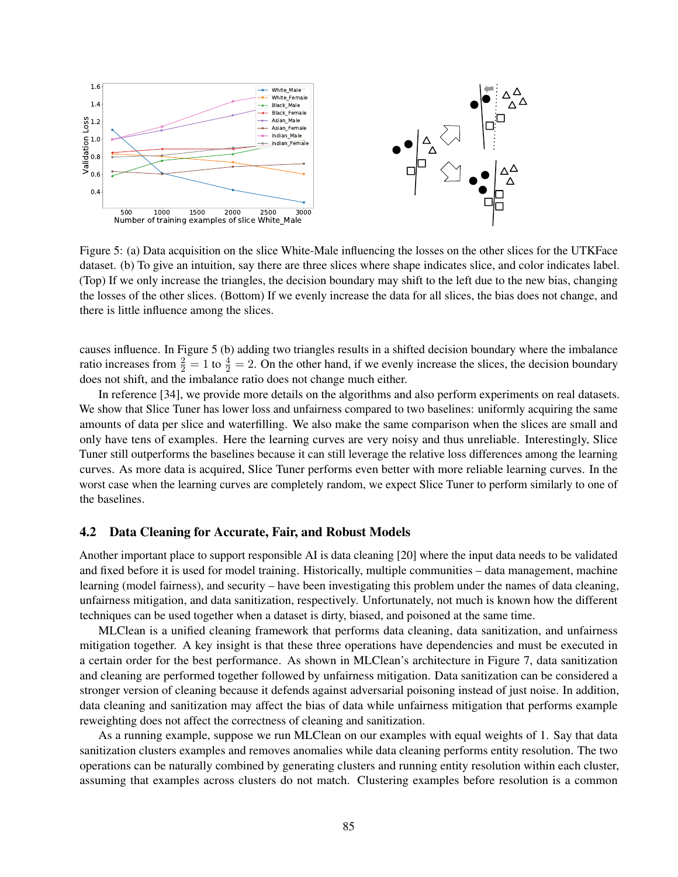1.6
1.4
1.2
1.0
0.8
0.6
0.4

Validation Loss

500 1000 1500 2000 2500 3000

Number of training examples of slice White_Male

White_Male
White_Female
Black_Male
Black_Female
Asian_Male
Asian_Female
Indian_Male
Indian_Female

Figure 5: (a) Data acquisition on the slice White-Male influencing the losses on the other slices for the UTKFace dataset. (b) To give an intuition, say there are three slices where shape indicates slice, and color indicates label. (Top) If we only increase the triangles, the decision boundary may shift to the left due to the new bias, changing the losses of the other slices. (Bottom) If we evenly increase the data for all slices, the bias does not change, and there is little influence among the slices.

causes influence. In Figure 5 (b) adding two triangles results in a shifted decision boundary where the imbalance ratio increases from $\frac{2}{2} = 1$ to $\frac{4}{2} = 2$. On the other hand, if we evenly increase the slices, the decision boundary does not shift, and the imbalance ratio does not change much either.

In reference [34], we provide more details on the algorithms and also perform experiments on real datasets. We show that Slice Tuner has lower loss and unfairness compared to two baselines: uniformly acquiring the same amounts of data per slice and waterfilling. We also make the same comparison when the slices are small and only have tens of examples. Here the learning curves are very noisy and thus unreliable. Interestingly, Slice Tuner still outperforms the baselines because it can still leverage the relative loss differences among the learning curves. As more data is acquired, Slice Tuner performs even better with more reliable learning curves. In the worst case when the learning curves are completely random, we expect Slice Tuner to perform similarly to one of the baselines.

### 4.2 Data Cleaning for Accurate, Fair, and Robust Models

Another important place to support responsible AI is data cleaning [20] where the input data needs to be validated and fixed before it is used for model training. Historically, multiple communities – data management, machine learning (model fairness), and security – have been investigating this problem under the names of data cleaning, unfairness mitigation, and data sanitization, respectively. Unfortunately, not much is known how the different techniques can be used together when a dataset is dirty, biased, and poisoned at the same time.

MLClean is a unified cleaning framework that performs data cleaning, data sanitization, and unfairness mitigation together. A key insight is that these three operations have dependencies and must be executed in a certain order for the best performance. As shown in MLClean's architecture in Figure 7, data sanitization and cleaning are performed together followed by unfairness mitigation. Data sanitization can be considered a stronger version of cleaning because it defends against adversarial poisoning instead of just noise. In addition, data cleaning and sanitization may affect the bias of data while unfairness mitigation that performs example reweighting does not affect the correctness of cleaning and sanitization.

As a running example, suppose we run MLClean on our examples with equal weights of 1. Say that data sanitization clusters examples and removes anomalies while data cleaning performs entity resolution. The two operations can be naturally combined by generating clusters and running entity resolution within each cluster, assuming that examples across clusters do not match. Clustering examples before resolution is a common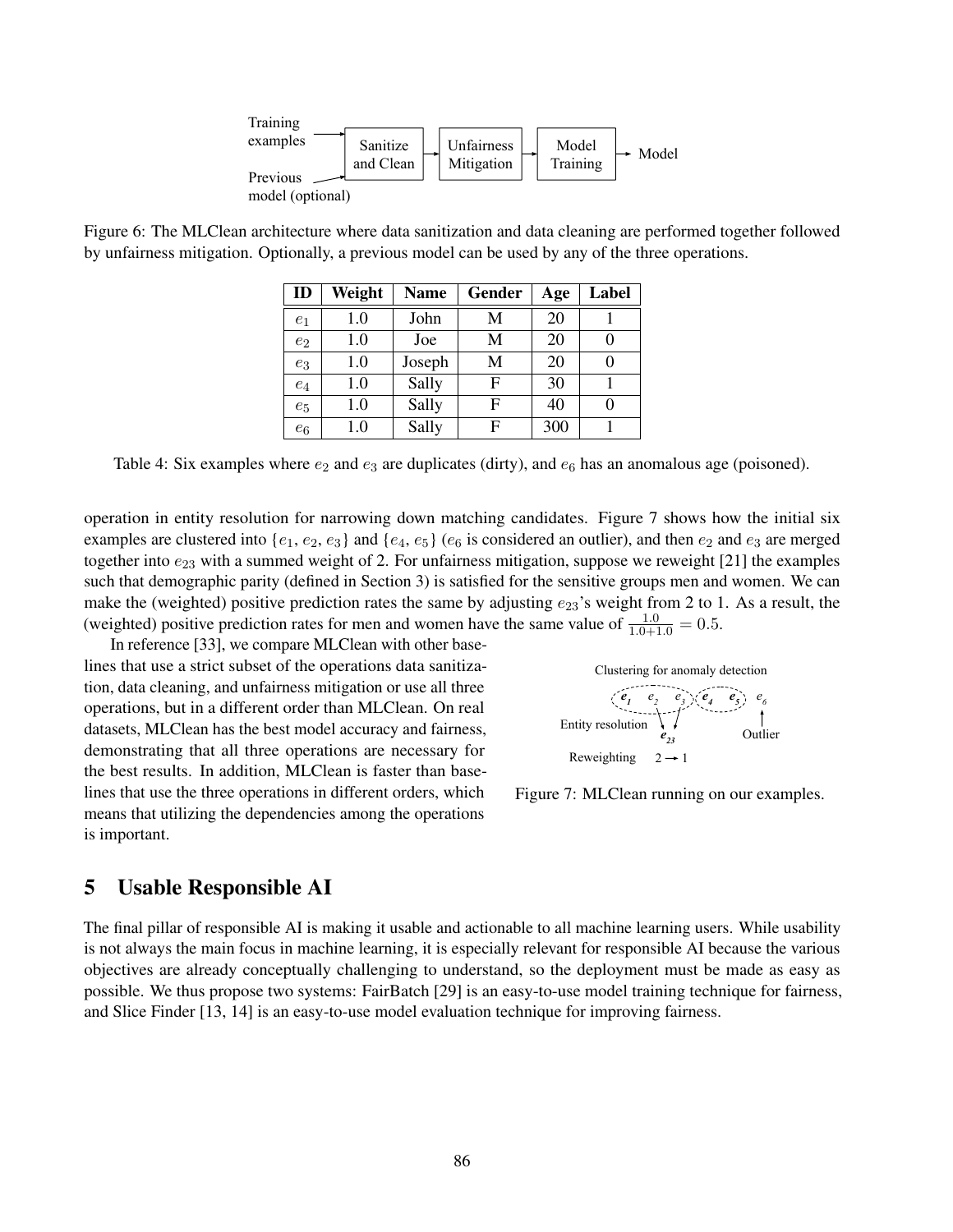Training examples

Previous model (optional)

Sanitize and Clean

Unfairness Mitigation

Model Training

Model

Figure 6: The MLClean architecture where data sanitization and data cleaning are performed together followed by unfairness mitigation. Optionally, a previous model can be used by any of the three operations.

| ID | Weight | Name | Gender | Age | Label |
|---|---|---|---|---|---|
| $e_1$ | 1.0 | John | M | 20 | 1 |
| $e_2$ | 1.0 | Joe | M | 20 | 0 |
| $e_3$ | 1.0 | Joseph | M | 20 | 0 |
| $e_4$ | 1.0 | Sally | F | 30 | 1 |
| $e_5$ | 1.0 | Sally | F | 40 | 0 |
| $e_6$ | 1.0 | Sally | F | 300 | 1 |

Table 4: Six examples where $e_2$ and $e_3$ are duplicates (dirty), and $e_6$ has an anomalous age (poisoned).

operation in entity resolution for narrowing down matching candidates. Figure 7 shows how the initial six examples are clustered into {$e_1$, $e_2$, $e_3$} and {$e_4$, $e_5$} ($e_6$ is considered an outlier), and then $e_2$ and $e_3$ are merged together into $e_{23}$ with a summed weight of 2. For unfairness mitigation, suppose we reweight [21] the examples such that demographic parity (defined in Section 3) is satisfied for the sensitive groups men and women. We can make the (weighted) positive prediction rates the same by adjusting $e_{23}$'s weight from 2 to 1. As a result, the (weighted) positive prediction rates for men and women have the same value of $\frac{1.0}{1.0+1.0} = 0.5$.

In reference [33], we compare MLClean with other baselines that use a strict subset of the operations data sanitization, data cleaning, and unfairness mitigation or use all three operations, but in a different order than MLClean. On real datasets, MLClean has the best model accuracy and fairness, demonstrating that all three operations are necessary for the best results. In addition, MLClean is faster than baselines that use the three operations in different orders, which means that utilizing the dependencies among the operations is important.

Clustering for anomaly detection

$e_1$ $e_2$ $e_3$ $e_4$ $e_5$ $e_6$

Entity resolution

$e_{23}$

Outlier

Reweighting $2 \rightarrow 1$

Figure 7: MLClean running on our examples.

## 5 Usable Responsible AI

The final pillar of responsible AI is making it usable and actionable to all machine learning users. While usability is not always the main focus in machine learning, it is especially relevant for responsible AI because the various objectives are already conceptually challenging to understand, so the deployment must be made as easy as possible. We thus propose two systems: FairBatch [29] is an easy-to-use model training technique for fairness, and Slice Finder [13, 14] is an easy-to-use model evaluation technique for improving fairness.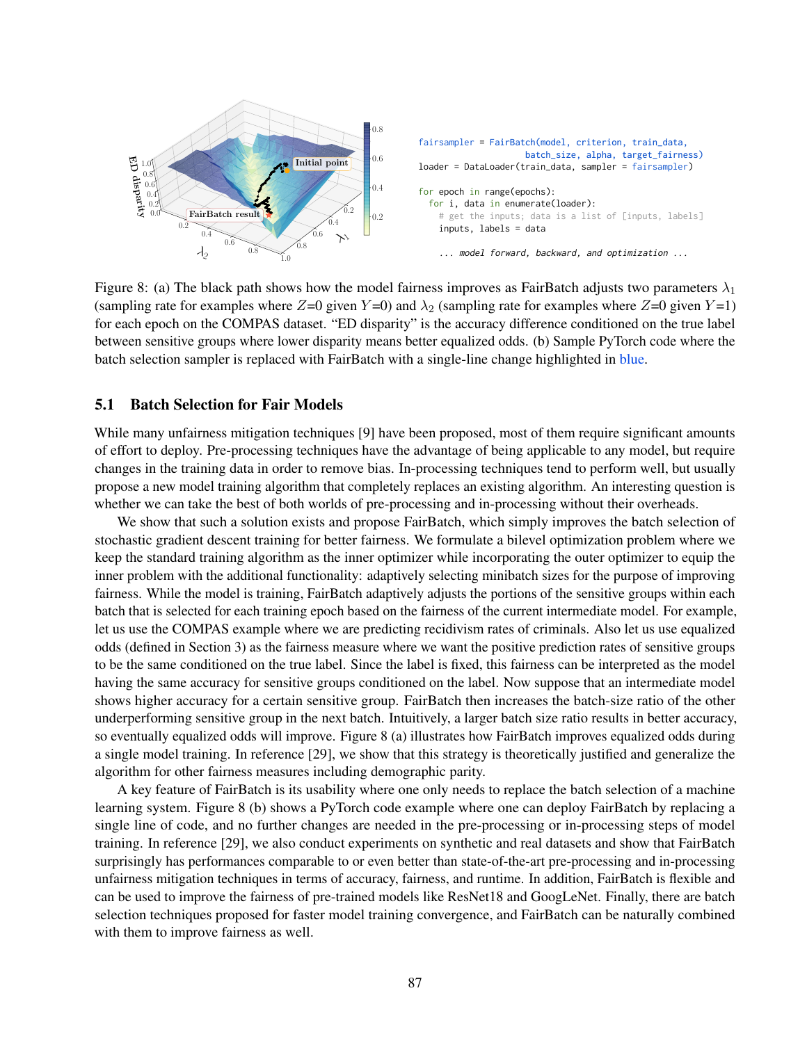ED disparity

1.0
0.8
0.6
0.4
0.2
0.0

Initial point

FairBatch result

0.2
0.4
0.6
0.8
1.0

$\lambda_2$

0.2
0.4
0.6
0.8

$\lambda_1$

0.8
0.6
0.4
0.2

```
fairsampler = FairBatch(model, criterion, train_data,
                        batch_size, alpha, target_fairness)
loader = DataLoader(train_data, sampler = fairsampler)

for epoch in range(epochs):
  for i, data in enumerate(loader):
    # get the inputs; data is a list of [inputs, labels]
    inputs, labels = data

    ... model forward, backward, and optimization ...
```

Figure 8: (a) The black path shows how the model fairness improves as FairBatch adjusts two parameters $\lambda_1$ (sampling rate for examples where $Z$=0 given $Y$=0) and $\lambda_2$ (sampling rate for examples where $Z$=0 given $Y$=1) for each epoch on the COMPAS dataset. "ED disparity" is the accuracy difference conditioned on the true label between sensitive groups where lower disparity means better equalized odds. (b) Sample PyTorch code where the batch selection sampler is replaced with FairBatch with a single-line change highlighted in blue.

### 5.1 Batch Selection for Fair Models

While many unfairness mitigation techniques [9] have been proposed, most of them require significant amounts of effort to deploy. Pre-processing techniques have the advantage of being applicable to any model, but require changes in the training data in order to remove bias. In-processing techniques tend to perform well, but usually propose a new model training algorithm that completely replaces an existing algorithm. An interesting question is whether we can take the best of both worlds of pre-processing and in-processing without their overheads.

We show that such a solution exists and propose FairBatch, which simply improves the batch selection of stochastic gradient descent training for better fairness. We formulate a bilevel optimization problem where we keep the standard training algorithm as the inner optimizer while incorporating the outer optimizer to equip the inner problem with the additional functionality: adaptively selecting minibatch sizes for the purpose of improving fairness. While the model is training, FairBatch adaptively adjusts the portions of the sensitive groups within each batch that is selected for each training epoch based on the fairness of the current intermediate model. For example, let us use the COMPAS example where we are predicting recidivism rates of criminals. Also let us use equalized odds (defined in Section 3) as the fairness measure where we want the positive prediction rates of sensitive groups to be the same conditioned on the true label. Since the label is fixed, this fairness can be interpreted as the model having the same accuracy for sensitive groups conditioned on the label. Now suppose that an intermediate model shows higher accuracy for a certain sensitive group. FairBatch then increases the batch-size ratio of the other underperforming sensitive group in the next batch. Intuitively, a larger batch size ratio results in better accuracy, so eventually equalized odds will improve. Figure 8 (a) illustrates how FairBatch improves equalized odds during a single model training. In reference [29], we show that this strategy is theoretically justified and generalize the algorithm for other fairness measures including demographic parity.

A key feature of FairBatch is its usability where one only needs to replace the batch selection of a machine learning system. Figure 8 (b) shows a PyTorch code example where one can deploy FairBatch by replacing a single line of code, and no further changes are needed in the pre-processing or in-processing steps of model training. In reference [29], we also conduct experiments on synthetic and real datasets and show that FairBatch surprisingly has performances comparable to or even better than state-of-the-art pre-processing and in-processing unfairness mitigation techniques in terms of accuracy, fairness, and runtime. In addition, FairBatch is flexible and can be used to improve the fairness of pre-trained models like ResNet18 and GoogLeNet. Finally, there are batch selection techniques proposed for faster model training convergence, and FairBatch can be naturally combined with them to improve fairness as well.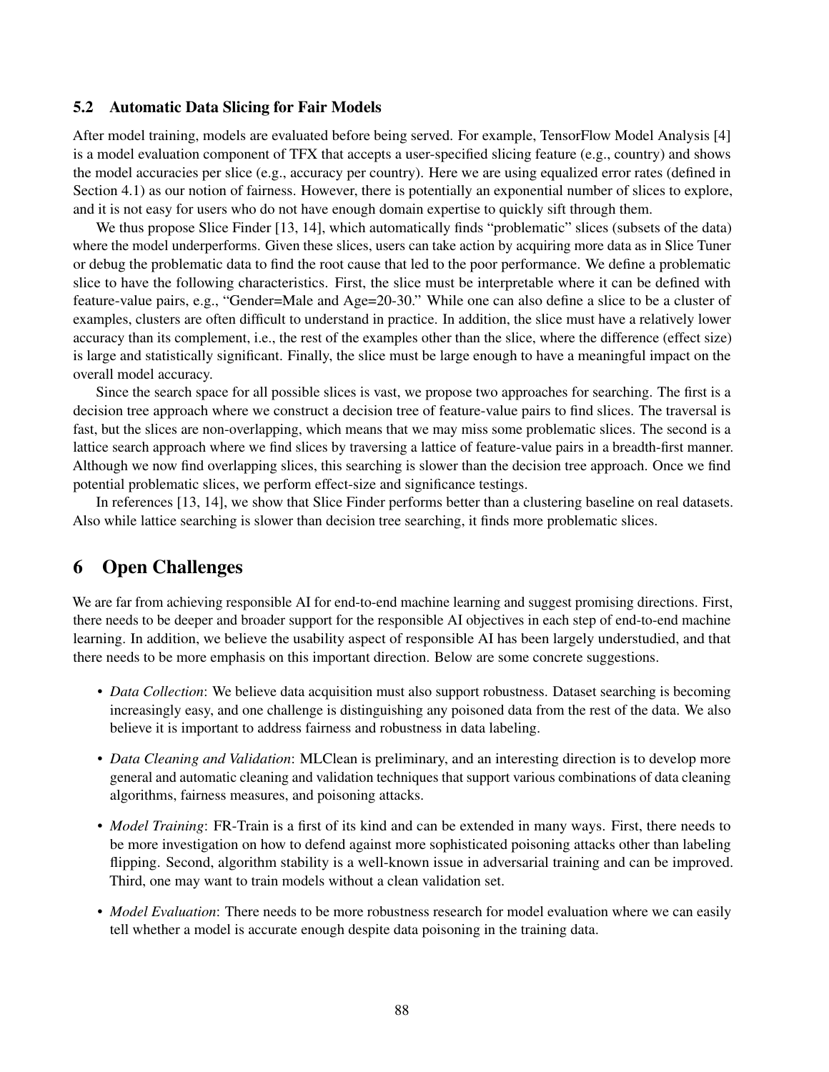### 5.2 Automatic Data Slicing for Fair Models

After model training, models are evaluated before being served. For example, TensorFlow Model Analysis [4] is a model evaluation component of TFX that accepts a user-specified slicing feature (e.g., country) and shows the model accuracies per slice (e.g., accuracy per country). Here we are using equalized error rates (defined in Section 4.1) as our notion of fairness. However, there is potentially an exponential number of slices to explore, and it is not easy for users who do not have enough domain expertise to quickly sift through them.

We thus propose Slice Finder [13, 14], which automatically finds "problematic" slices (subsets of the data) where the model underperforms. Given these slices, users can take action by acquiring more data as in Slice Tuner or debug the problematic data to find the root cause that led to the poor performance. We define a problematic slice to have the following characteristics. First, the slice must be interpretable where it can be defined with feature-value pairs, e.g., "Gender=Male and Age=20-30." While one can also define a slice to be a cluster of examples, clusters are often difficult to understand in practice. In addition, the slice must have a relatively lower accuracy than its complement, i.e., the rest of the examples other than the slice, where the difference (effect size) is large and statistically significant. Finally, the slice must be large enough to have a meaningful impact on the overall model accuracy.

Since the search space for all possible slices is vast, we propose two approaches for searching. The first is a decision tree approach where we construct a decision tree of feature-value pairs to find slices. The traversal is fast, but the slices are non-overlapping, which means that we may miss some problematic slices. The second is a lattice search approach where we find slices by traversing a lattice of feature-value pairs in a breadth-first manner. Although we now find overlapping slices, this searching is slower than the decision tree approach. Once we find potential problematic slices, we perform effect-size and significance testings.

In references [13, 14], we show that Slice Finder performs better than a clustering baseline on real datasets. Also while lattice searching is slower than decision tree searching, it finds more problematic slices.

## 6 Open Challenges

We are far from achieving responsible AI for end-to-end machine learning and suggest promising directions. First, there needs to be deeper and broader support for the responsible AI objectives in each step of end-to-end machine learning. In addition, we believe the usability aspect of responsible AI has been largely understudied, and that there needs to be more emphasis on this important direction. Below are some concrete suggestions.

- *Data Collection*: We believe data acquisition must also support robustness. Dataset searching is becoming increasingly easy, and one challenge is distinguishing any poisoned data from the rest of the data. We also believe it is important to address fairness and robustness in data labeling.

- *Data Cleaning and Validation*: MLClean is preliminary, and an interesting direction is to develop more general and automatic cleaning and validation techniques that support various combinations of data cleaning algorithms, fairness measures, and poisoning attacks.

- *Model Training*: FR-Train is a first of its kind and can be extended in many ways. First, there needs to be more investigation on how to defend against more sophisticated poisoning attacks other than labeling flipping. Second, algorithm stability is a well-known issue in adversarial training and can be improved. Third, one may want to train models without a clean validation set.

- *Model Evaluation*: There needs to be more robustness research for model evaluation where we can easily tell whether a model is accurate enough despite data poisoning in the training data.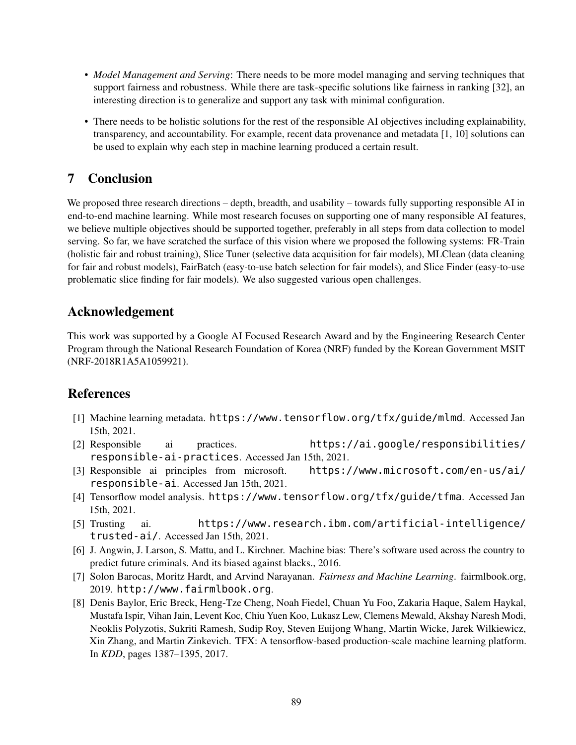- *Model Management and Serving*: There needs to be more model managing and serving techniques that support fairness and robustness. While there are task-specific solutions like fairness in ranking [32], an interesting direction is to generalize and support any task with minimal configuration.
- There needs to be holistic solutions for the rest of the responsible AI objectives including explainability, transparency, and accountability. For example, recent data provenance and metadata [1, 10] solutions can be used to explain why each step in machine learning produced a certain result.

## 7 Conclusion

We proposed three research directions – depth, breadth, and usability – towards fully supporting responsible AI in end-to-end machine learning. While most research focuses on supporting one of many responsible AI features, we believe multiple objectives should be supported together, preferably in all steps from data collection to model serving. So far, we have scratched the surface of this vision where we proposed the following systems: FR-Train (holistic fair and robust training), Slice Tuner (selective data acquisition for fair models), MLClean (data cleaning for fair and robust models), FairBatch (easy-to-use batch selection for fair models), and Slice Finder (easy-to-use problematic slice finding for fair models). We also suggested various open challenges.

## Acknowledgement

This work was supported by a Google AI Focused Research Award and by the Engineering Research Center Program through the National Research Foundation of Korea (NRF) funded by the Korean Government MSIT (NRF-2018R1A5A1059921).

## References

[1] Machine learning metadata. `https://www.tensorflow.org/tfx/guide/mlmd`. Accessed Jan 15th, 2021.

[2] Responsible ai practices. `https://ai.google/responsibilities/responsible-ai-practices`. Accessed Jan 15th, 2021.

[3] Responsible ai principles from microsoft. `https://www.microsoft.com/en-us/ai/responsible-ai`. Accessed Jan 15th, 2021.

[4] Tensorflow model analysis. `https://www.tensorflow.org/tfx/guide/tfma`. Accessed Jan 15th, 2021.

[5] Trusting ai. `https://www.research.ibm.com/artificial-intelligence/trusted-ai/`. Accessed Jan 15th, 2021.

[6] J. Angwin, J. Larson, S. Mattu, and L. Kirchner. Machine bias: There's software used across the country to predict future criminals. And its biased against blacks., 2016.

[7] Solon Barocas, Moritz Hardt, and Arvind Narayanan. *Fairness and Machine Learning*. fairmlbook.org, 2019. `http://www.fairmlbook.org`.

[8] Denis Baylor, Eric Breck, Heng-Tze Cheng, Noah Fiedel, Chuan Yu Foo, Zakaria Haque, Salem Haykal, Mustafa Ispir, Vihan Jain, Levent Koc, Chiu Yuen Koo, Lukasz Lew, Clemens Mewald, Akshay Naresh Modi, Neoklis Polyzotis, Sukriti Ramesh, Sudip Roy, Steven Euijong Whang, Martin Wicke, Jarek Wilkiewicz, Xin Zhang, and Martin Zinkevich. TFX: A tensorflow-based production-scale machine learning platform. In *KDD*, pages 1387–1395, 2017.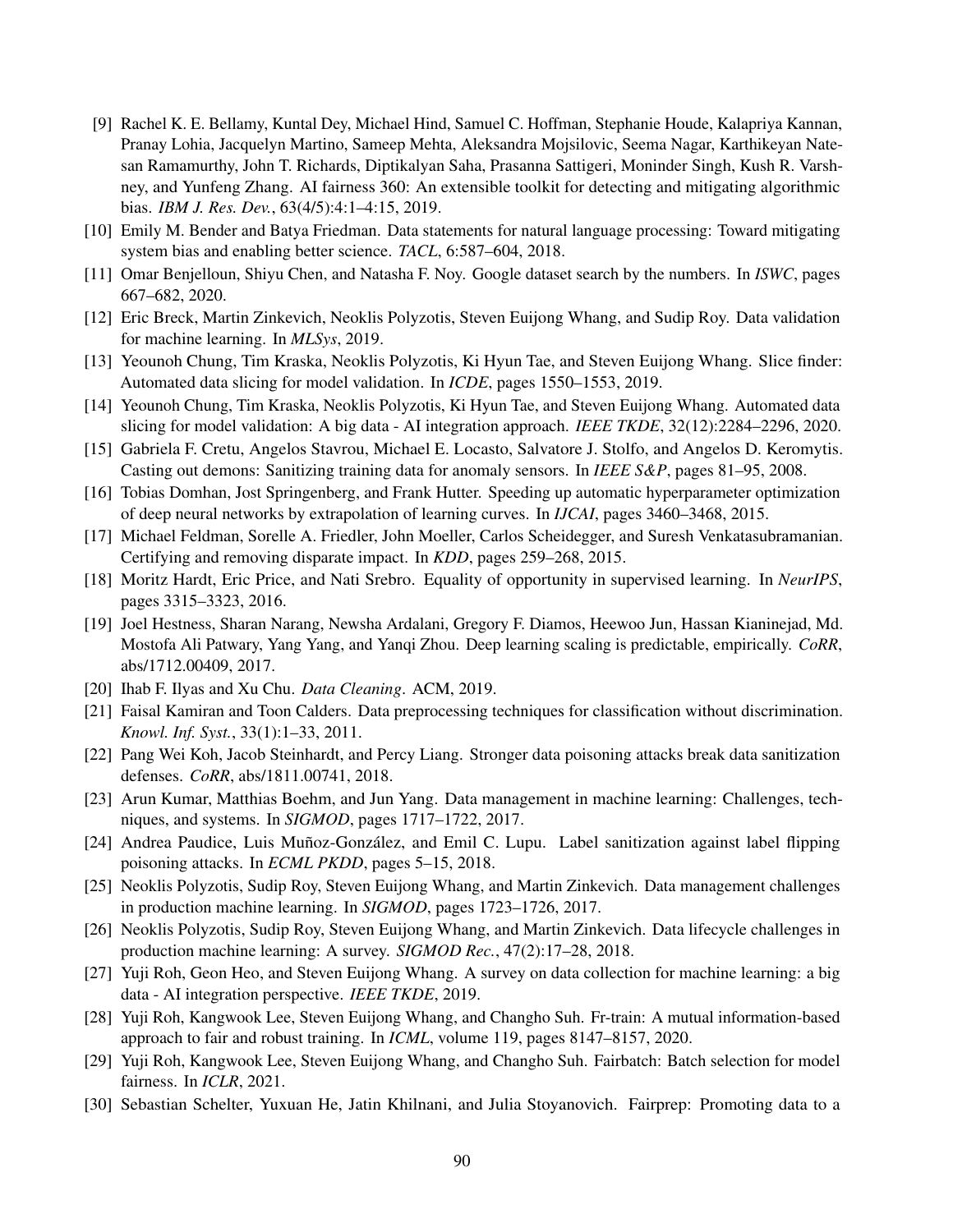[9] Rachel K. E. Bellamy, Kuntal Dey, Michael Hind, Samuel C. Hoffman, Stephanie Houde, Kalapriya Kannan, Pranay Lohia, Jacquelyn Martino, Sameep Mehta, Aleksandra Mojsilovic, Seema Nagar, Karthikeyan Natesan Ramamurthy, John T. Richards, Diptikalyan Saha, Prasanna Sattigeri, Moninder Singh, Kush R. Varshney, and Yunfeng Zhang. AI fairness 360: An extensible toolkit for detecting and mitigating algorithmic bias. *IBM J. Res. Dev.*, 63(4/5):4:1–4:15, 2019.

[10] Emily M. Bender and Batya Friedman. Data statements for natural language processing: Toward mitigating system bias and enabling better science. *TACL*, 6:587–604, 2018.

[11] Omar Benjelloun, Shiyu Chen, and Natasha F. Noy. Google dataset search by the numbers. In *ISWC*, pages 667–682, 2020.

[12] Eric Breck, Martin Zinkevich, Neoklis Polyzotis, Steven Euijong Whang, and Sudip Roy. Data validation for machine learning. In *MLSys*, 2019.

[13] Yeounoh Chung, Tim Kraska, Neoklis Polyzotis, Ki Hyun Tae, and Steven Euijong Whang. Slice finder: Automated data slicing for model validation. In *ICDE*, pages 1550–1553, 2019.

[14] Yeounoh Chung, Tim Kraska, Neoklis Polyzotis, Ki Hyun Tae, and Steven Euijong Whang. Automated data slicing for model validation: A big data - AI integration approach. *IEEE TKDE*, 32(12):2284–2296, 2020.

[15] Gabriela F. Cretu, Angelos Stavrou, Michael E. Locasto, Salvatore J. Stolfo, and Angelos D. Keromytis. Casting out demons: Sanitizing training data for anomaly sensors. In *IEEE S&P*, pages 81–95, 2008.

[16] Tobias Domhan, Jost Springenberg, and Frank Hutter. Speeding up automatic hyperparameter optimization of deep neural networks by extrapolation of learning curves. In *IJCAI*, pages 3460–3468, 2015.

[17] Michael Feldman, Sorelle A. Friedler, John Moeller, Carlos Scheidegger, and Suresh Venkatasubramanian. Certifying and removing disparate impact. In *KDD*, pages 259–268, 2015.

[18] Moritz Hardt, Eric Price, and Nati Srebro. Equality of opportunity in supervised learning. In *NeurIPS*, pages 3315–3323, 2016.

[19] Joel Hestness, Sharan Narang, Newsha Ardalani, Gregory F. Diamos, Heewoo Jun, Hassan Kianinejad, Md. Mostofa Ali Patwary, Yang Yang, and Yanqi Zhou. Deep learning scaling is predictable, empirically. *CoRR*, abs/1712.00409, 2017.

[20] Ihab F. Ilyas and Xu Chu. *Data Cleaning*. ACM, 2019.

[21] Faisal Kamiran and Toon Calders. Data preprocessing techniques for classification without discrimination. *Knowl. Inf. Syst.*, 33(1):1–33, 2011.

[22] Pang Wei Koh, Jacob Steinhardt, and Percy Liang. Stronger data poisoning attacks break data sanitization defenses. *CoRR*, abs/1811.00741, 2018.

[23] Arun Kumar, Matthias Boehm, and Jun Yang. Data management in machine learning: Challenges, techniques, and systems. In *SIGMOD*, pages 1717–1722, 2017.

[24] Andrea Paudice, Luis Muñoz-González, and Emil C. Lupu. Label sanitization against label flipping poisoning attacks. In *ECML PKDD*, pages 5–15, 2018.

[25] Neoklis Polyzotis, Sudip Roy, Steven Euijong Whang, and Martin Zinkevich. Data management challenges in production machine learning. In *SIGMOD*, pages 1723–1726, 2017.

[26] Neoklis Polyzotis, Sudip Roy, Steven Euijong Whang, and Martin Zinkevich. Data lifecycle challenges in production machine learning: A survey. *SIGMOD Rec.*, 47(2):17–28, 2018.

[27] Yuji Roh, Geon Heo, and Steven Euijong Whang. A survey on data collection for machine learning: a big data - AI integration perspective. *IEEE TKDE*, 2019.

[28] Yuji Roh, Kangwook Lee, Steven Euijong Whang, and Changho Suh. Fr-train: A mutual information-based approach to fair and robust training. In *ICML*, volume 119, pages 8147–8157, 2020.

[29] Yuji Roh, Kangwook Lee, Steven Euijong Whang, and Changho Suh. Fairbatch: Batch selection for model fairness. In *ICLR*, 2021.

[30] Sebastian Schelter, Yuxuan He, Jatin Khilnani, and Julia Stoyanovich. Fairprep: Promoting data to a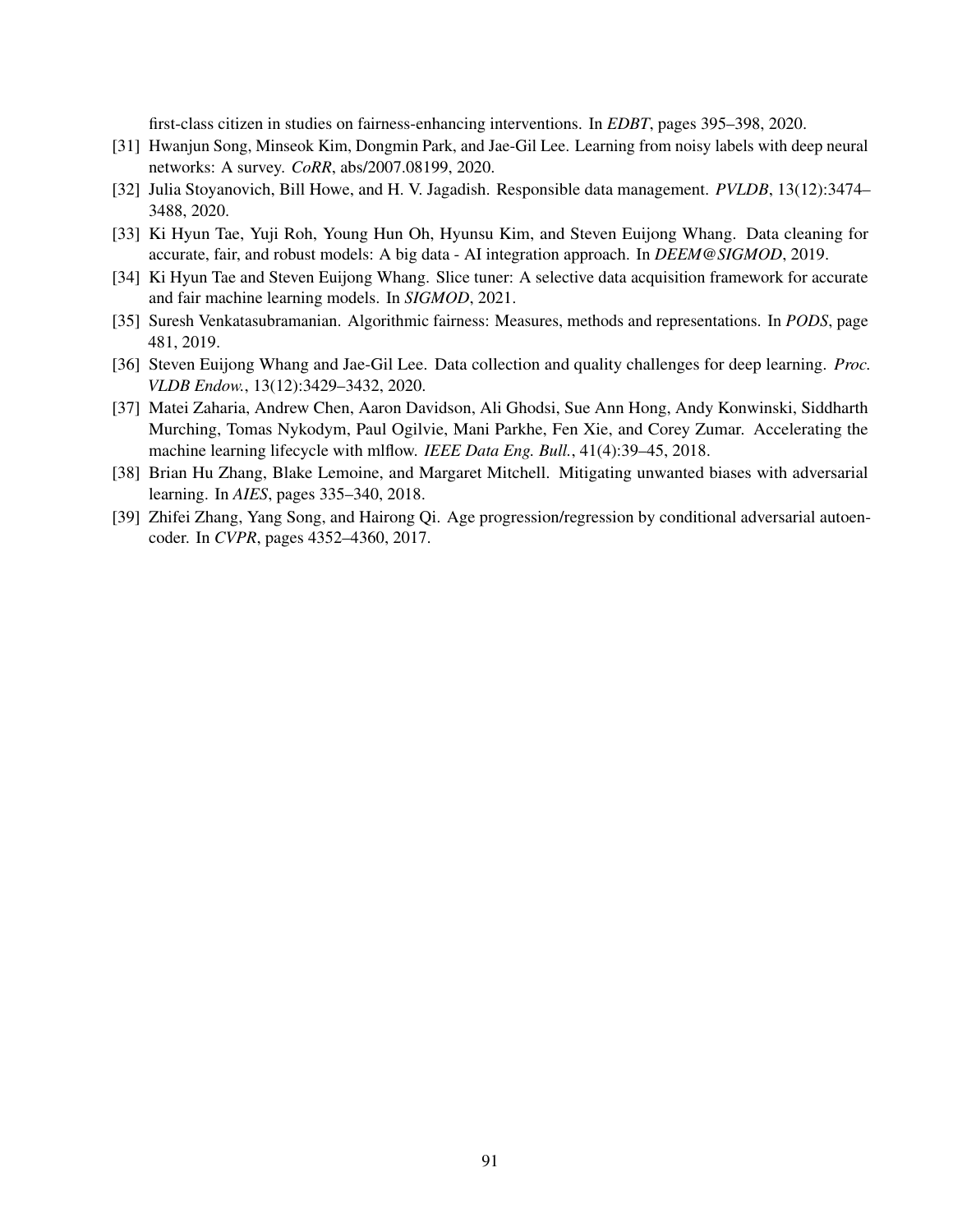first-class citizen in studies on fairness-enhancing interventions. In *EDBT*, pages 395–398, 2020.

[31] Hwanjun Song, Minseok Kim, Dongmin Park, and Jae-Gil Lee. Learning from noisy labels with deep neural networks: A survey. *CoRR*, abs/2007.08199, 2020.

[32] Julia Stoyanovich, Bill Howe, and H. V. Jagadish. Responsible data management. *PVLDB*, 13(12):3474–3488, 2020.

[33] Ki Hyun Tae, Yuji Roh, Young Hun Oh, Hyunsu Kim, and Steven Euijong Whang. Data cleaning for accurate, fair, and robust models: A big data - AI integration approach. In *DEEM@SIGMOD*, 2019.

[34] Ki Hyun Tae and Steven Euijong Whang. Slice tuner: A selective data acquisition framework for accurate and fair machine learning models. In *SIGMOD*, 2021.

[35] Suresh Venkatasubramanian. Algorithmic fairness: Measures, methods and representations. In *PODS*, page 481, 2019.

[36] Steven Euijong Whang and Jae-Gil Lee. Data collection and quality challenges for deep learning. *Proc. VLDB Endow.*, 13(12):3429–3432, 2020.

[37] Matei Zaharia, Andrew Chen, Aaron Davidson, Ali Ghodsi, Sue Ann Hong, Andy Konwinski, Siddharth Murching, Tomas Nykodym, Paul Ogilvie, Mani Parkhe, Fen Xie, and Corey Zumar. Accelerating the machine learning lifecycle with mlflow. *IEEE Data Eng. Bull.*, 41(4):39–45, 2018.

[38] Brian Hu Zhang, Blake Lemoine, and Margaret Mitchell. Mitigating unwanted biases with adversarial learning. In *AIES*, pages 335–340, 2018.

[39] Zhifei Zhang, Yang Song, and Hairong Qi. Age progression/regression by conditional adversarial autoencoder. In *CVPR*, pages 4352–4360, 2017.